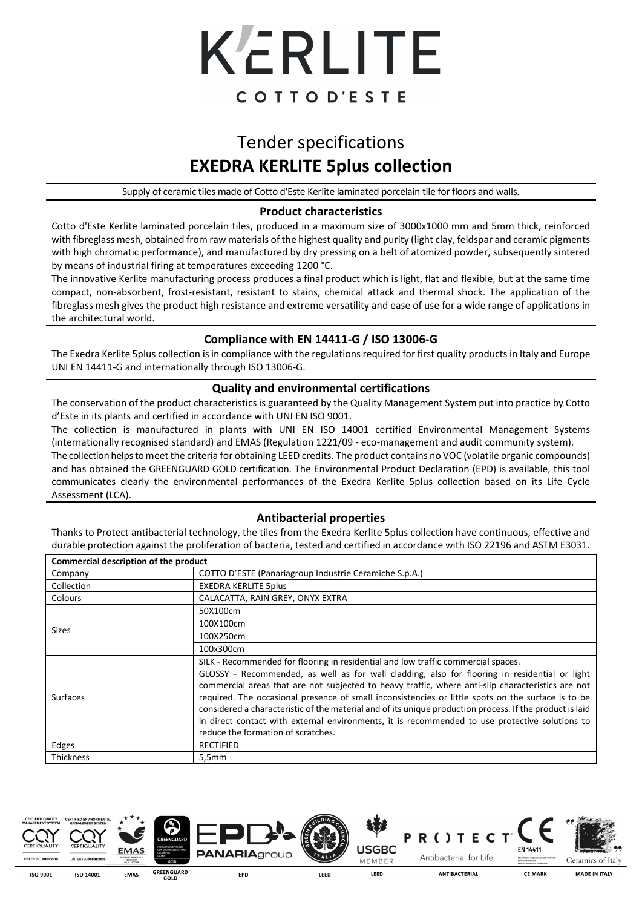# K'ERLITE

COTTO D'ESTE

# Tender specifications
## EXEDRA KERLITE 5plus collection

Supply of ceramic tiles made of Cotto d'Este Kerlite laminated porcelain tile for floors and walls.

### Product characteristics

Cotto d'Este Kerlite laminated porcelain tiles, produced in a maximum size of 3000x1000 mm and 5mm thick, reinforced with fibreglass mesh, obtained from raw materials of the highest quality and purity (light clay, feldspar and ceramic pigments with high chromatic performance), and manufactured by dry pressing on a belt of atomized powder, subsequently sintered by means of industrial firing at temperatures exceeding 1200 °C.

The innovative Kerlite manufacturing process produces a final product which is light, flat and flexible, but at the same time compact, non-absorbent, frost-resistant, resistant to stains, chemical attack and thermal shock. The application of the fibreglass mesh gives the product high resistance and extreme versatility and ease of use for a wide range of applications in the architectural world.

### Compliance with EN 14411-G / ISO 13006-G

The Exedra Kerlite 5plus collection is in compliance with the regulations required for first quality products in Italy and Europe UNI EN 14411-G and internationally through ISO 13006-G.

### Quality and environmental certifications

The conservation of the product characteristics is guaranteed by the Quality Management System put into practice by Cotto d'Este in its plants and certified in accordance with UNI EN ISO 9001.

The collection is manufactured in plants with UNI EN ISO 14001 certified Environmental Management Systems (internationally recognised standard) and EMAS (Regulation 1221/09 - eco-management and audit community system).

The collection helps to meet the criteria for obtaining LEED credits. The product contains no VOC (volatile organic compounds) and has obtained the GREENGUARD GOLD certification. The Environmental Product Declaration (EPD) is available, this tool communicates clearly the environmental performances of the Exedra Kerlite 5plus collection based on its Life Cycle Assessment (LCA).

### Antibacterial properties

Thanks to Protect antibacterial technology, the tiles from the Exedra Kerlite 5plus collection have continuous, effective and durable protection against the proliferation of bacteria, tested and certified in accordance with ISO 22196 and ASTM E3031.

| **Commercial description of the product** | |
|---|---|
| Company | COTTO D'ESTE (Panariagroup Industrie Ceramiche S.p.A.) |
| Collection | EXEDRA KERLITE 5plus |
| Colours | CALACATTA, RAIN GREY, ONYX EXTRA |
| Sizes | 50X100cm |
| | 100X100cm |
| | 100X250cm |
| | 100x300cm |
| Surfaces | SILK - Recommended for flooring in residential and low traffic commercial spaces.<br>GLOSSY - Recommended, as well as for wall cladding, also for flooring in residential or light commercial areas that are not subjected to heavy traffic, where anti-slip characteristics are not required. The occasional presence of small inconsistencies or little spots on the surface is to be considered a characteristic of the material and of its unique production process. If the product is laid in direct contact with external environments, it is recommended to use protective solutions to reduce the formation of scratches. |
| Edges | RECTIFIED |
| Thickness | 5,5mm |

ISO 9001 | ISO 14001 | EMAS | GREENGUARD GOLD | EPD | LEED | LEED | ANTIBACTERIAL | CE MARK | MADE IN ITALY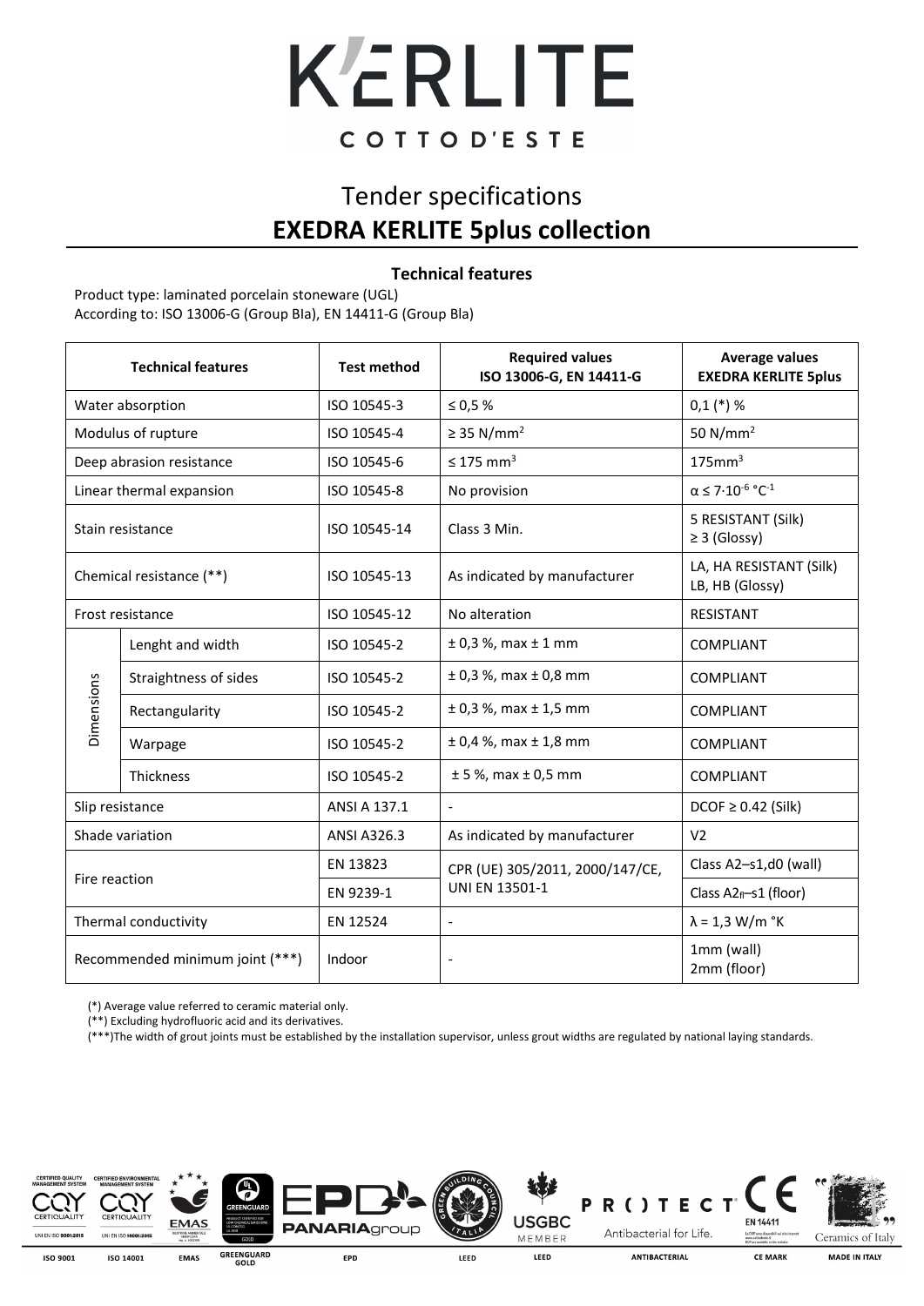# K'ERLITE

COTTO D'ESTE

## Tender specifications

## EXEDRA KERLITE 5plus collection

### Technical features

Product type: laminated porcelain stoneware (UGL)
According to: ISO 13006-G (Group BIa), EN 14411-G (Group BIa)

| Technical features | | Test method | Required values ISO 13006-G, EN 14411-G | Average values EXEDRA KERLITE 5plus |
|---|---|---|---|---|
| Water absorption | | ISO 10545-3 | ≤ 0,5 % | 0,1 (*) % |
| Modulus of rupture | | ISO 10545-4 | ≥ 35 N/mm² | 50 N/mm² |
| Deep abrasion resistance | | ISO 10545-6 | ≤ 175 mm³ | 175mm³ |
| Linear thermal expansion | | ISO 10545-8 | No provision | $\alpha \leq 7{\cdot}10^{-6}$ °C$^{-1}$ |
| Stain resistance | | ISO 10545-14 | Class 3 Min. | 5 RESISTANT (Silk)<br>≥ 3 (Glossy) |
| Chemical resistance (**) | | ISO 10545-13 | As indicated by manufacturer | LA, HA RESISTANT (Silk)<br>LB, HB (Glossy) |
| Frost resistance | | ISO 10545-12 | No alteration | RESISTANT |
| Dimensions | Lenght and width | ISO 10545-2 | ± 0,3 %, max ± 1 mm | COMPLIANT |
| | Straightness of sides | ISO 10545-2 | ± 0,3 %, max ± 0,8 mm | COMPLIANT |
| | Rectangularity | ISO 10545-2 | ± 0,3 %, max ± 1,5 mm | COMPLIANT |
| | Warpage | ISO 10545-2 | ± 0,4 %, max ± 1,8 mm | COMPLIANT |
| | Thickness | ISO 10545-2 | ± 5 %, max ± 0,5 mm | COMPLIANT |
| Slip resistance | | ANSI A 137.1 | - | DCOF ≥ 0.42 (Silk) |
| Shade variation | | ANSI A326.3 | As indicated by manufacturer | V2 |
| Fire reaction | | EN 13823 | CPR (UE) 305/2011, 2000/147/CE, UNI EN 13501-1 | Class A2–s1,d0 (wall) |
| | | EN 9239-1 | | Class $A2_{fl}$–s1 (floor) |
| Thermal conductivity | | EN 12524 | - | λ = 1,3 W/m °K |
| Recommended minimum joint (***) | | Indoor | - | 1mm (wall)<br>2mm (floor) |

(*) Average value referred to ceramic material only.
(**) Excluding hydrofluoric acid and its derivatives.
(***)The width of grout joints must be established by the installation supervisor, unless grout widths are regulated by national laying standards.

ISO 9001 | ISO 14001 | EMAS | GREENGUARD GOLD | EPD | LEED | LEED | ANTIBACTERIAL | CE MARK | MADE IN ITALY